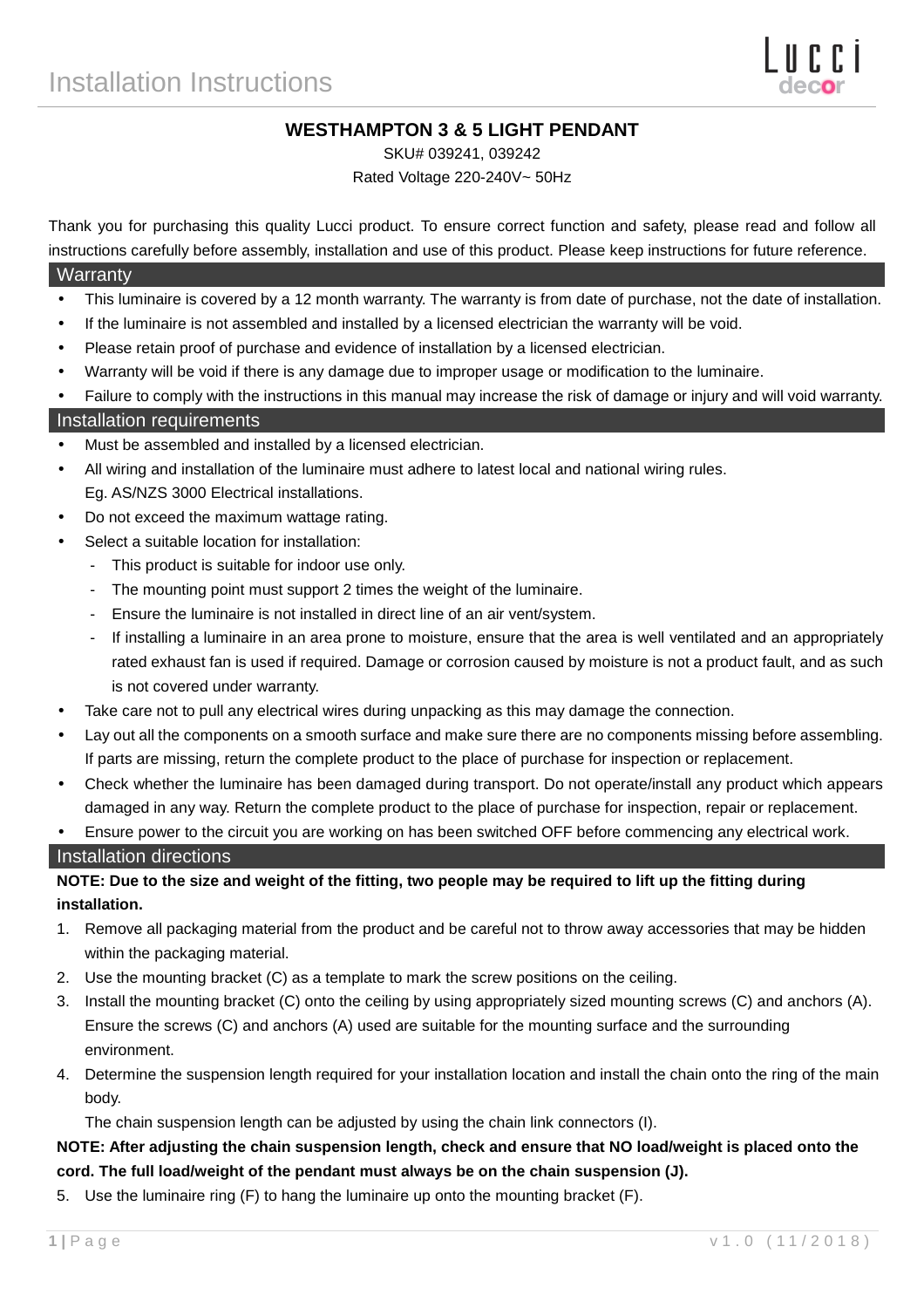# Installation Instructions

Lucci decor

**WESTHAMPTON 3 & 5 LIGHT PENDANT**

SKU# 039241, 039242

Rated Voltage 220-240V~ 50Hz

Thank you for purchasing this quality Lucci product. To ensure correct function and safety, please read and follow all instructions carefully before assembly, installation and use of this product. Please keep instructions for future reference.

## Warranty

- This luminaire is covered by a 12 month warranty. The warranty is from date of purchase, not the date of installation.
- If the luminaire is not assembled and installed by a licensed electrician the warranty will be void.
- Please retain proof of purchase and evidence of installation by a licensed electrician.
- Warranty will be void if there is any damage due to improper usage or modification to the luminaire.
- Failure to comply with the instructions in this manual may increase the risk of damage or injury and will void warranty.

## Installation requirements

- Must be assembled and installed by a licensed electrician.
- All wiring and installation of the luminaire must adhere to latest local and national wiring rules.
  Eg. AS/NZS 3000 Electrical installations.
- Do not exceed the maximum wattage rating.
- Select a suitable location for installation:
  - This product is suitable for indoor use only.
  - The mounting point must support 2 times the weight of the luminaire.
  - Ensure the luminaire is not installed in direct line of an air vent/system.
  - If installing a luminaire in an area prone to moisture, ensure that the area is well ventilated and an appropriately rated exhaust fan is used if required. Damage or corrosion caused by moisture is not a product fault, and as such is not covered under warranty.
- Take care not to pull any electrical wires during unpacking as this may damage the connection.
- Lay out all the components on a smooth surface and make sure there are no components missing before assembling. If parts are missing, return the complete product to the place of purchase for inspection or replacement.
- Check whether the luminaire has been damaged during transport. Do not operate/install any product which appears damaged in any way. Return the complete product to the place of purchase for inspection, repair or replacement.
- Ensure power to the circuit you are working on has been switched OFF before commencing any electrical work.

## Installation directions

**NOTE: Due to the size and weight of the fitting, two people may be required to lift up the fitting during installation.**

1. Remove all packaging material from the product and be careful not to throw away accessories that may be hidden within the packaging material.
2. Use the mounting bracket (C) as a template to mark the screw positions on the ceiling.
3. Install the mounting bracket (C) onto the ceiling by using appropriately sized mounting screws (C) and anchors (A). Ensure the screws (C) and anchors (A) used are suitable for the mounting surface and the surrounding environment.
4. Determine the suspension length required for your installation location and install the chain onto the ring of the main body.
   The chain suspension length can be adjusted by using the chain link connectors (I).

**NOTE: After adjusting the chain suspension length, check and ensure that NO load/weight is placed onto the cord. The full load/weight of the pendant must always be on the chain suspension (J).**

5. Use the luminaire ring (F) to hang the luminaire up onto the mounting bracket (F).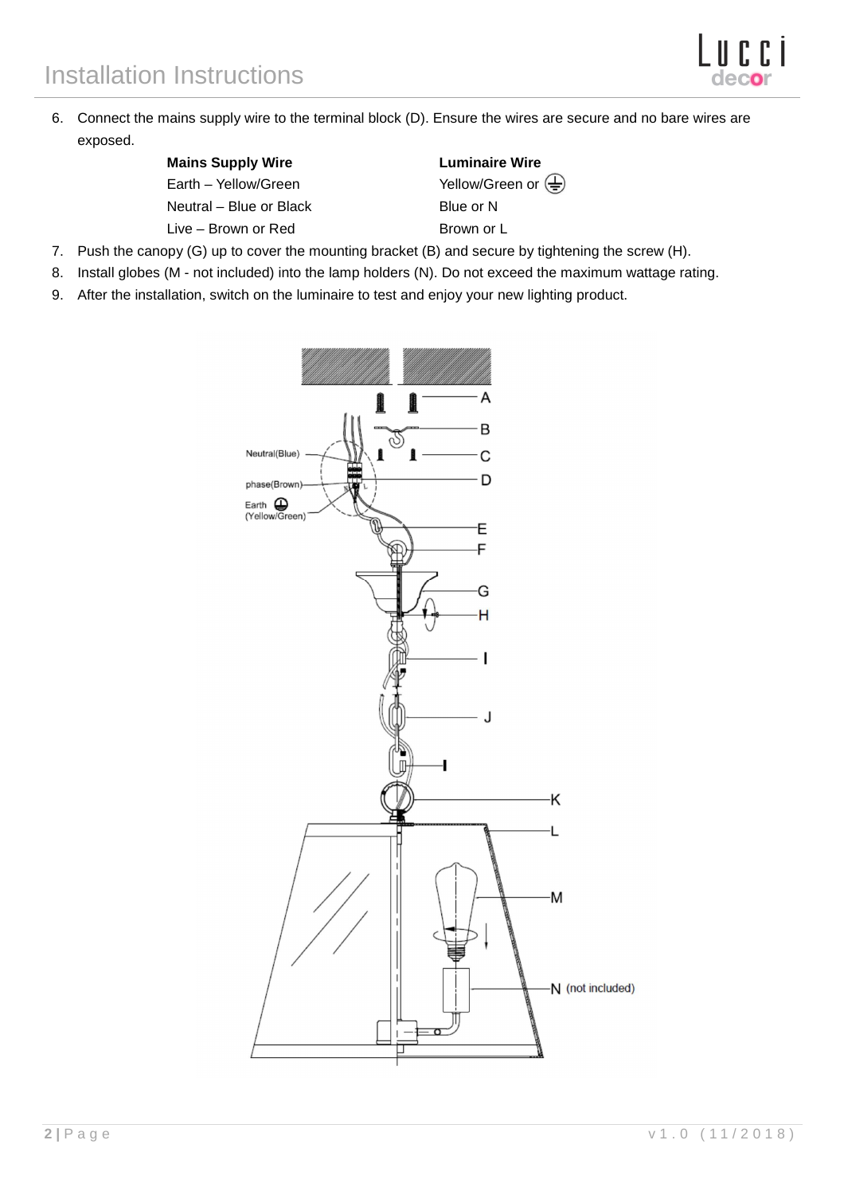6. Connect the mains supply wire to the terminal block (D). Ensure the wires are secure and no bare wires are exposed.

| Mains Supply Wire | Luminaire Wire |
| --- | --- |
| Earth – Yellow/Green | Yellow/Green or ⏚ |
| Neutral – Blue or Black | Blue or N |
| Live – Brown or Red | Brown or L |

7. Push the canopy (G) up to cover the mounting bracket (B) and secure by tightening the screw (H).
8. Install globes (M - not included) into the lamp holders (N). Do not exceed the maximum wattage rating.
9. After the installation, switch on the luminaire to test and enjoy your new lighting product.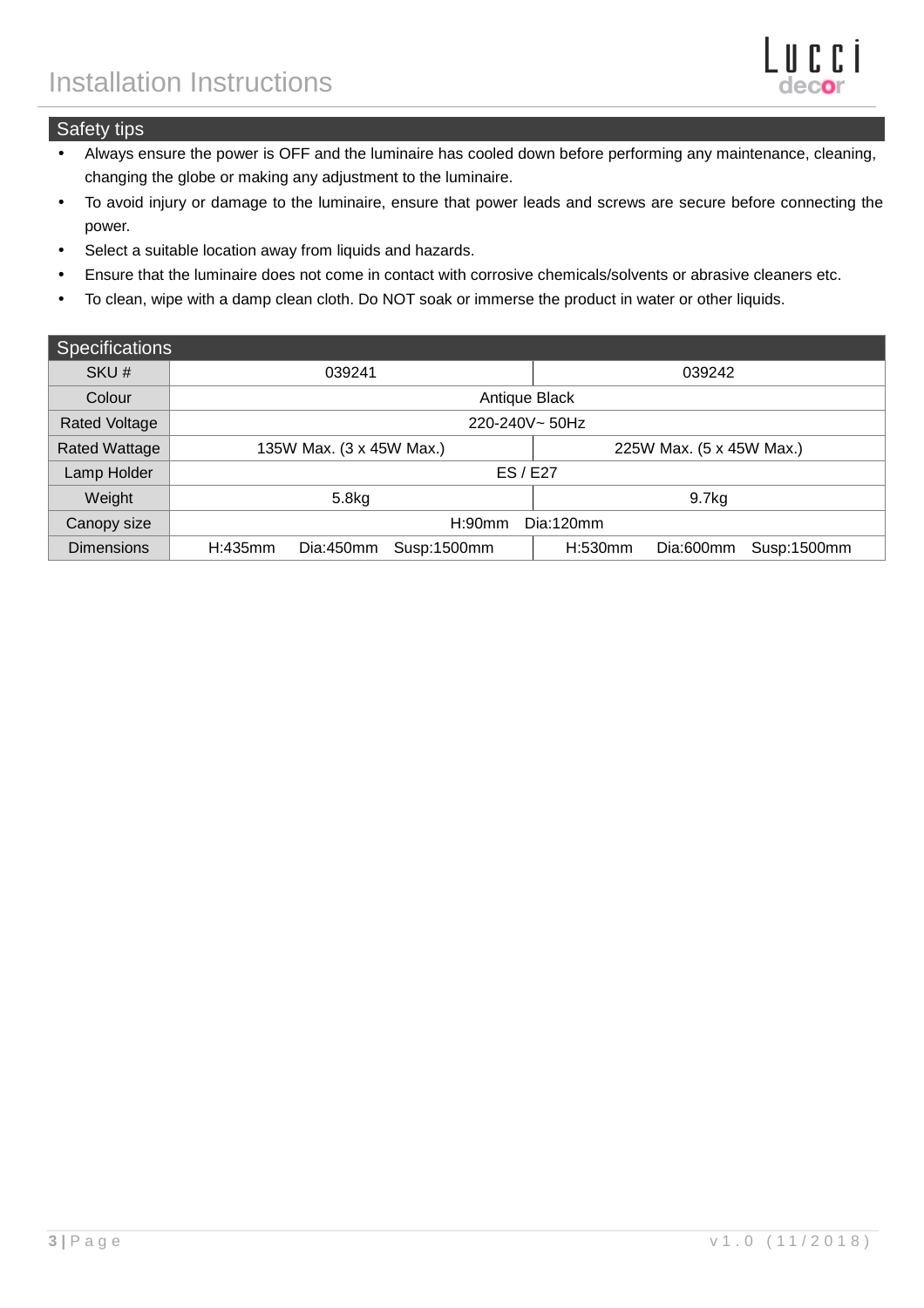# Installation Instructions

## Safety tips

- Always ensure the power is OFF and the luminaire has cooled down before performing any maintenance, cleaning, changing the globe or making any adjustment to the luminaire.
- To avoid injury or damage to the luminaire, ensure that power leads and screws are secure before connecting the power.
- Select a suitable location away from liquids and hazards.
- Ensure that the luminaire does not come in contact with corrosive chemicals/solvents or abrasive cleaners etc.
- To clean, wipe with a damp clean cloth. Do NOT soak or immerse the product in water or other liquids.

## Specifications

| SKU # | 039241 | 039242 |
|---|---|---|
| Colour | Antique Black | |
| Rated Voltage | 220-240V~ 50Hz | |
| Rated Wattage | 135W Max. (3 x 45W Max.) | 225W Max. (5 x 45W Max.) |
| Lamp Holder | ES / E27 | |
| Weight | 5.8kg | 9.7kg |
| Canopy size | H:90mm Dia:120mm | |
| Dimensions | H:435mm Dia:450mm Susp:1500mm | H:530mm Dia:600mm Susp:1500mm |